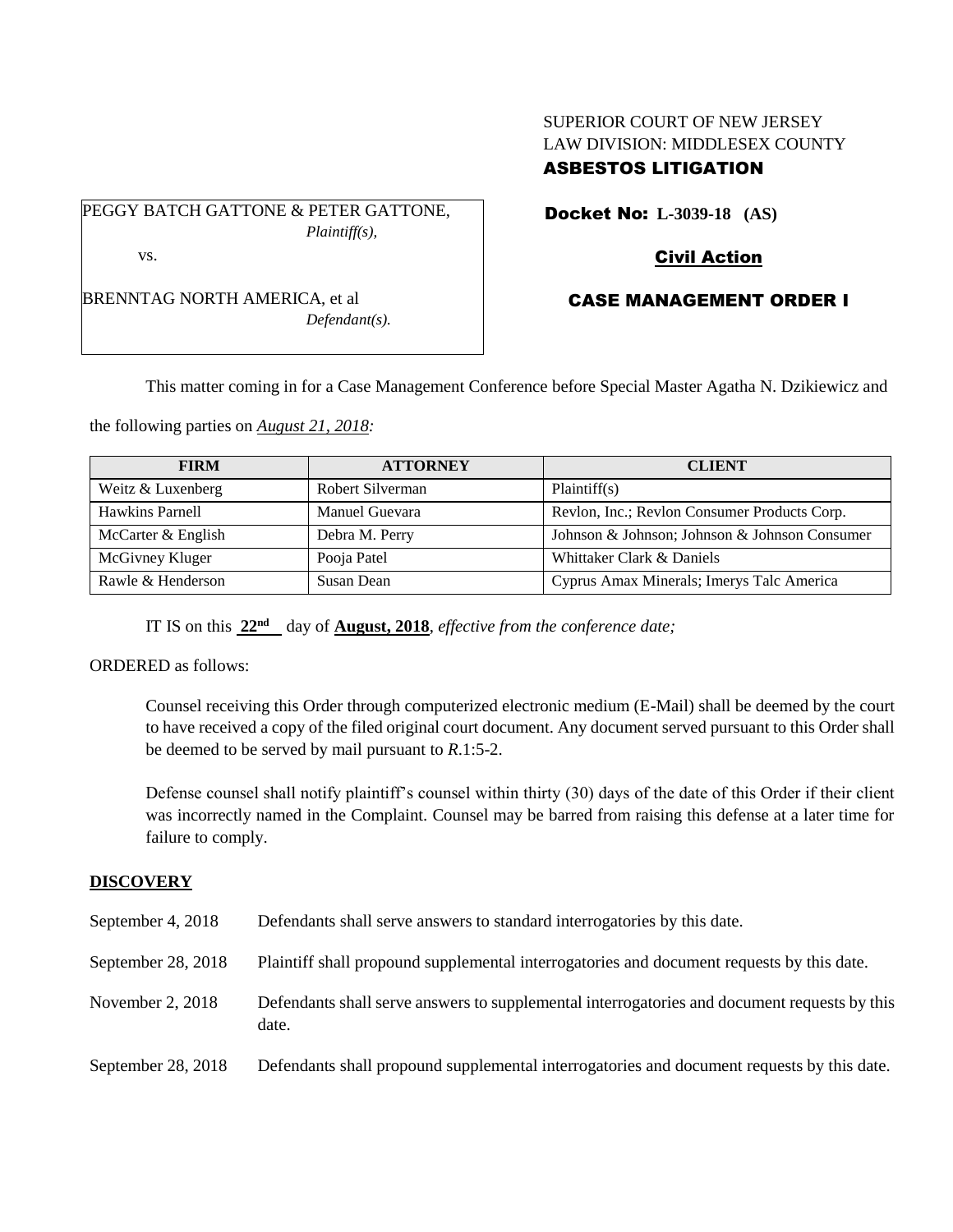SUPERIOR COURT OF NEW JERSEY
LAW DIVISION: MIDDLESEX COUNTY
**ASBESTOS LITIGATION**

PEGGY BATCH GATTONE & PETER GATTONE,
*Plaintiff(s),*

vs.

BRENNTAG NORTH AMERICA, et al
*Defendant(s).*

**Docket No: L-3039-18 (AS)**

**Civil Action**

**CASE MANAGEMENT ORDER I**

This matter coming in for a Case Management Conference before Special Master Agatha N. Dzikiewicz and the following parties on *August 21, 2018:*

| FIRM | ATTORNEY | CLIENT |
|---|---|---|
| Weitz & Luxenberg | Robert Silverman | Plaintiff(s) |
| Hawkins Parnell | Manuel Guevara | Revlon, Inc.; Revlon Consumer Products Corp. |
| McCarter & English | Debra M. Perry | Johnson & Johnson; Johnson & Johnson Consumer |
| McGivney Kluger | Pooja Patel | Whittaker Clark & Daniels |
| Rawle & Henderson | Susan Dean | Cyprus Amax Minerals; Imerys Talc America |

IT IS on this **22nd** day of **August, 2018**, *effective from the conference date;*

ORDERED as follows:

Counsel receiving this Order through computerized electronic medium (E-Mail) shall be deemed by the court to have received a copy of the filed original court document. Any document served pursuant to this Order shall be deemed to be served by mail pursuant to *R*.1:5-2.

Defense counsel shall notify plaintiff's counsel within thirty (30) days of the date of this Order if their client was incorrectly named in the Complaint. Counsel may be barred from raising this defense at a later time for failure to comply.

## DISCOVERY

| | |
|---|---|
| September 4, 2018 | Defendants shall serve answers to standard interrogatories by this date. |
| September 28, 2018 | Plaintiff shall propound supplemental interrogatories and document requests by this date. |
| November 2, 2018 | Defendants shall serve answers to supplemental interrogatories and document requests by this date. |
| September 28, 2018 | Defendants shall propound supplemental interrogatories and document requests by this date. |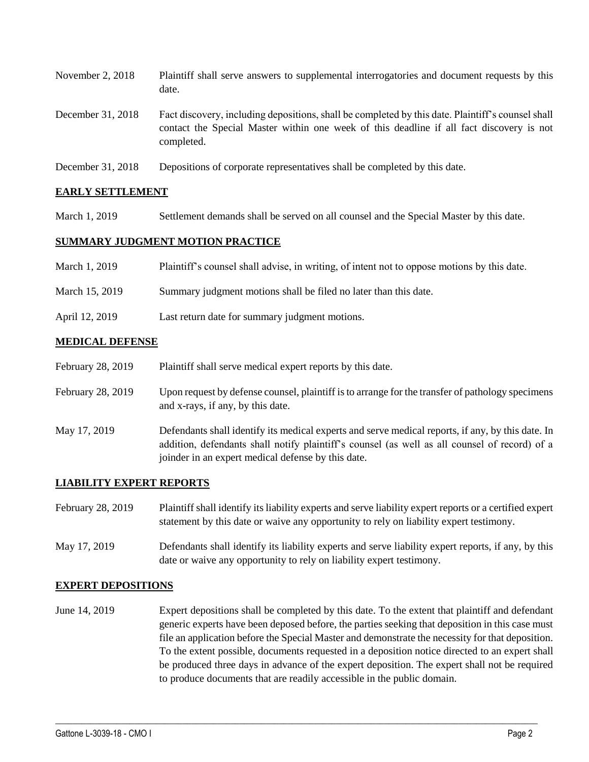| | |
|---|---|
| November 2, 2018 | Plaintiff shall serve answers to supplemental interrogatories and document requests by this date. |
| December 31, 2018 | Fact discovery, including depositions, shall be completed by this date. Plaintiff's counsel shall contact the Special Master within one week of this deadline if all fact discovery is not completed. |
| December 31, 2018 | Depositions of corporate representatives shall be completed by this date. |

## EARLY SETTLEMENT

| | |
|---|---|
| March 1, 2019 | Settlement demands shall be served on all counsel and the Special Master by this date. |

## SUMMARY JUDGMENT MOTION PRACTICE

| | |
|---|---|
| March 1, 2019 | Plaintiff's counsel shall advise, in writing, of intent not to oppose motions by this date. |
| March 15, 2019 | Summary judgment motions shall be filed no later than this date. |
| April 12, 2019 | Last return date for summary judgment motions. |

## MEDICAL DEFENSE

| | |
|---|---|
| February 28, 2019 | Plaintiff shall serve medical expert reports by this date. |
| February 28, 2019 | Upon request by defense counsel, plaintiff is to arrange for the transfer of pathology specimens and x-rays, if any, by this date. |
| May 17, 2019 | Defendants shall identify its medical experts and serve medical reports, if any, by this date. In addition, defendants shall notify plaintiff's counsel (as well as all counsel of record) of a joinder in an expert medical defense by this date. |

## LIABILITY EXPERT REPORTS

| | |
|---|---|
| February 28, 2019 | Plaintiff shall identify its liability experts and serve liability expert reports or a certified expert statement by this date or waive any opportunity to rely on liability expert testimony. |
| May 17, 2019 | Defendants shall identify its liability experts and serve liability expert reports, if any, by this date or waive any opportunity to rely on liability expert testimony. |

## EXPERT DEPOSITIONS

| | |
|---|---|
| June 14, 2019 | Expert depositions shall be completed by this date. To the extent that plaintiff and defendant generic experts have been deposed before, the parties seeking that deposition in this case must file an application before the Special Master and demonstrate the necessity for that deposition. To the extent possible, documents requested in a deposition notice directed to an expert shall be produced three days in advance of the expert deposition. The expert shall not be required to produce documents that are readily accessible in the public domain. |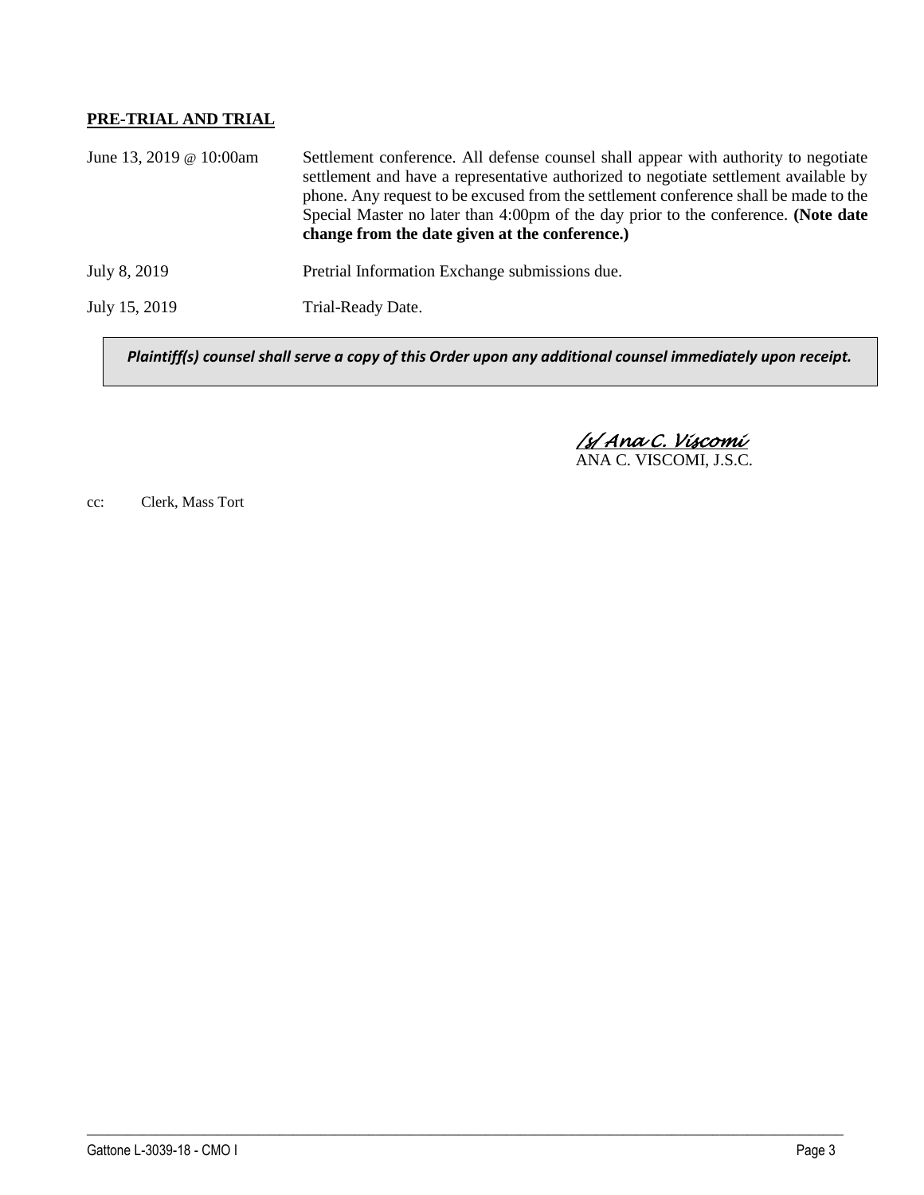**PRE-TRIAL AND TRIAL**

| | |
|---|---|
| June 13, 2019 @ 10:00am | Settlement conference. All defense counsel shall appear with authority to negotiate settlement and have a representative authorized to negotiate settlement available by phone. Any request to be excused from the settlement conference shall be made to the Special Master no later than 4:00pm of the day prior to the conference. **(Note date change from the date given at the conference.)** |
| July 8, 2019 | Pretrial Information Exchange submissions due. |
| July 15, 2019 | Trial-Ready Date. |

***Plaintiff(s) counsel shall serve a copy of this Order upon any additional counsel immediately upon receipt.***

*/s/ Ana C. Viscomi*
ANA C. VISCOMI, J.S.C.

cc: Clerk, Mass Tort